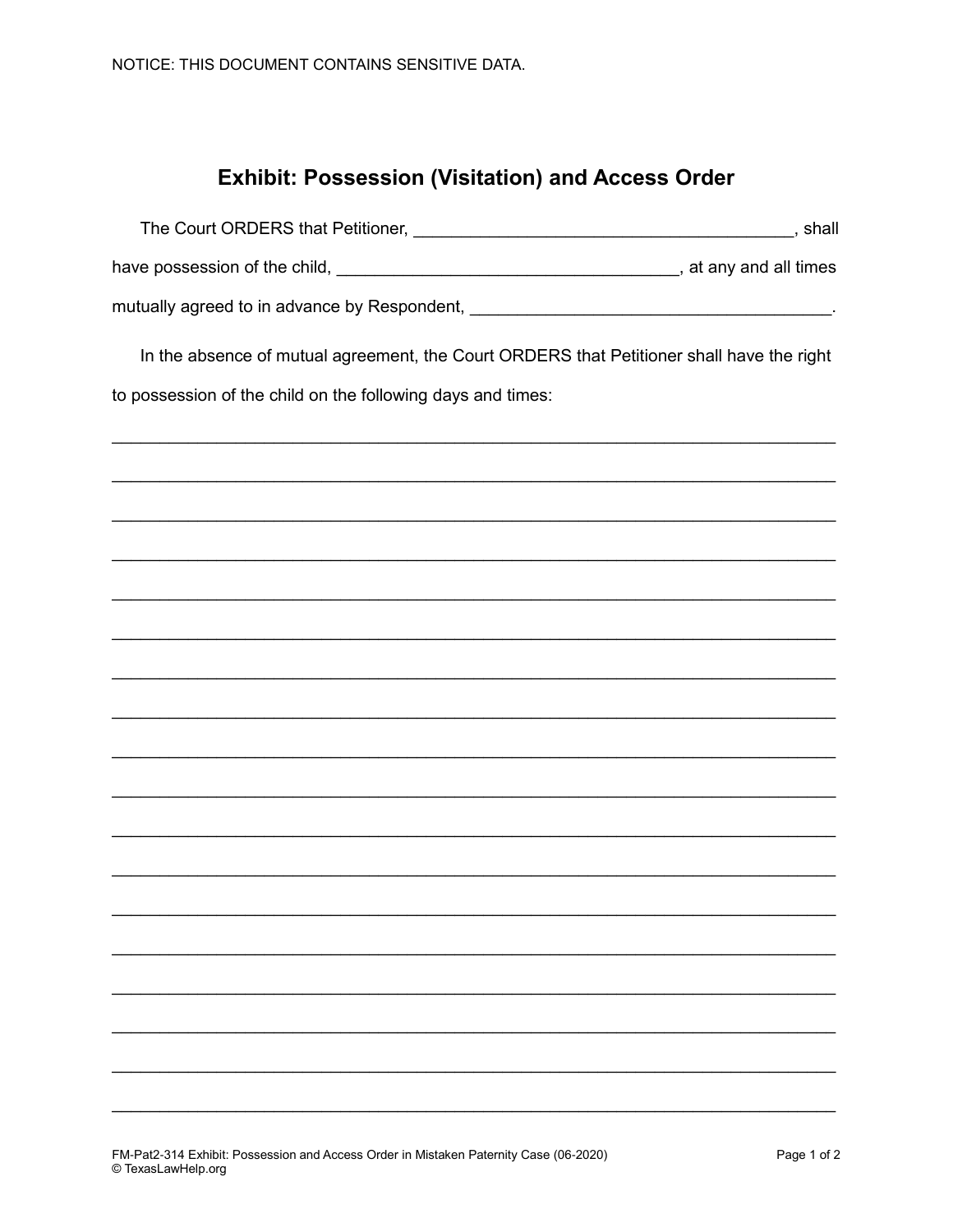NOTICE: THIS DOCUMENT CONTAINS SENSITIVE DATA.

## Exhibit: Possession (Visitation) and Access Order

The Court ORDERS that Petitioner, ________________________________________, shall have possession of the child, ____________________________________, at any and all times mutually agreed to in advance by Respondent, _____________________________________.

In the absence of mutual agreement, the Court ORDERS that Petitioner shall have the right to possession of the child on the following days and times:

_______________________________________________________________________________

_______________________________________________________________________________

_______________________________________________________________________________

_______________________________________________________________________________

_______________________________________________________________________________

_______________________________________________________________________________

_______________________________________________________________________________

_______________________________________________________________________________

_______________________________________________________________________________

_______________________________________________________________________________

_______________________________________________________________________________

_______________________________________________________________________________

_______________________________________________________________________________

_______________________________________________________________________________

_______________________________________________________________________________

_______________________________________________________________________________

_______________________________________________________________________________

_______________________________________________________________________________

FM-Pat2-314 Exhibit: Possession and Access Order in Mistaken Paternity Case (06-2020)
© TexasLawHelp.org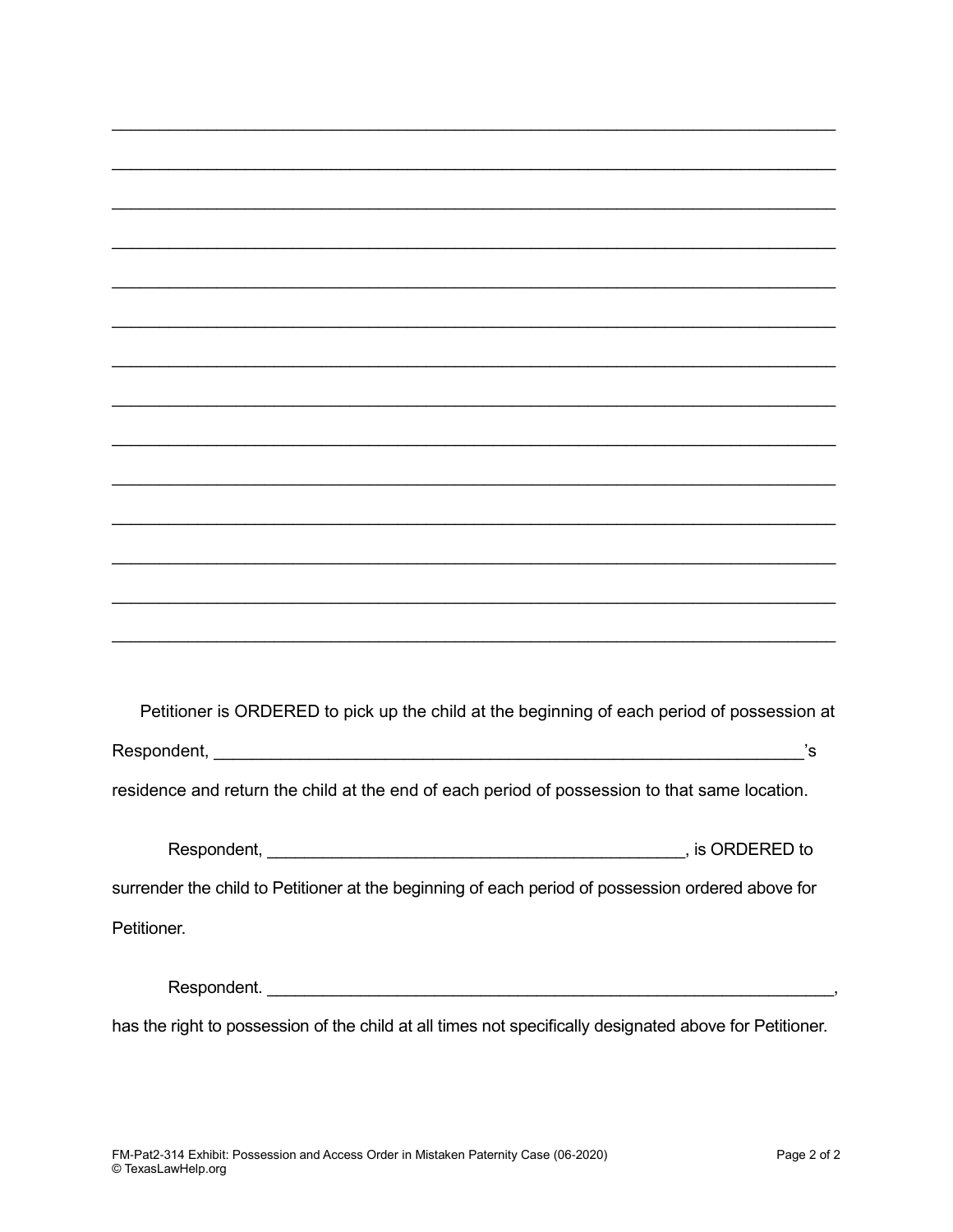______________________________________________________________________________

______________________________________________________________________________

______________________________________________________________________________

______________________________________________________________________________

______________________________________________________________________________

______________________________________________________________________________

______________________________________________________________________________

______________________________________________________________________________

______________________________________________________________________________

______________________________________________________________________________

______________________________________________________________________________

______________________________________________________________________________

______________________________________________________________________________

______________________________________________________________________________

Petitioner is ORDERED to pick up the child at the beginning of each period of possession at Respondent, ______________________________________________________________'s residence and return the child at the end of each period of possession to that same location.

Respondent, ____________________________________________, is ORDERED to surrender the child to Petitioner at the beginning of each period of possession ordered above for Petitioner.

Respondent. ______________________________________________________________, has the right to possession of the child at all times not specifically designated above for Petitioner.

FM-Pat2-314 Exhibit: Possession and Access Order in Mistaken Paternity Case (06-2020)
© TexasLawHelp.org